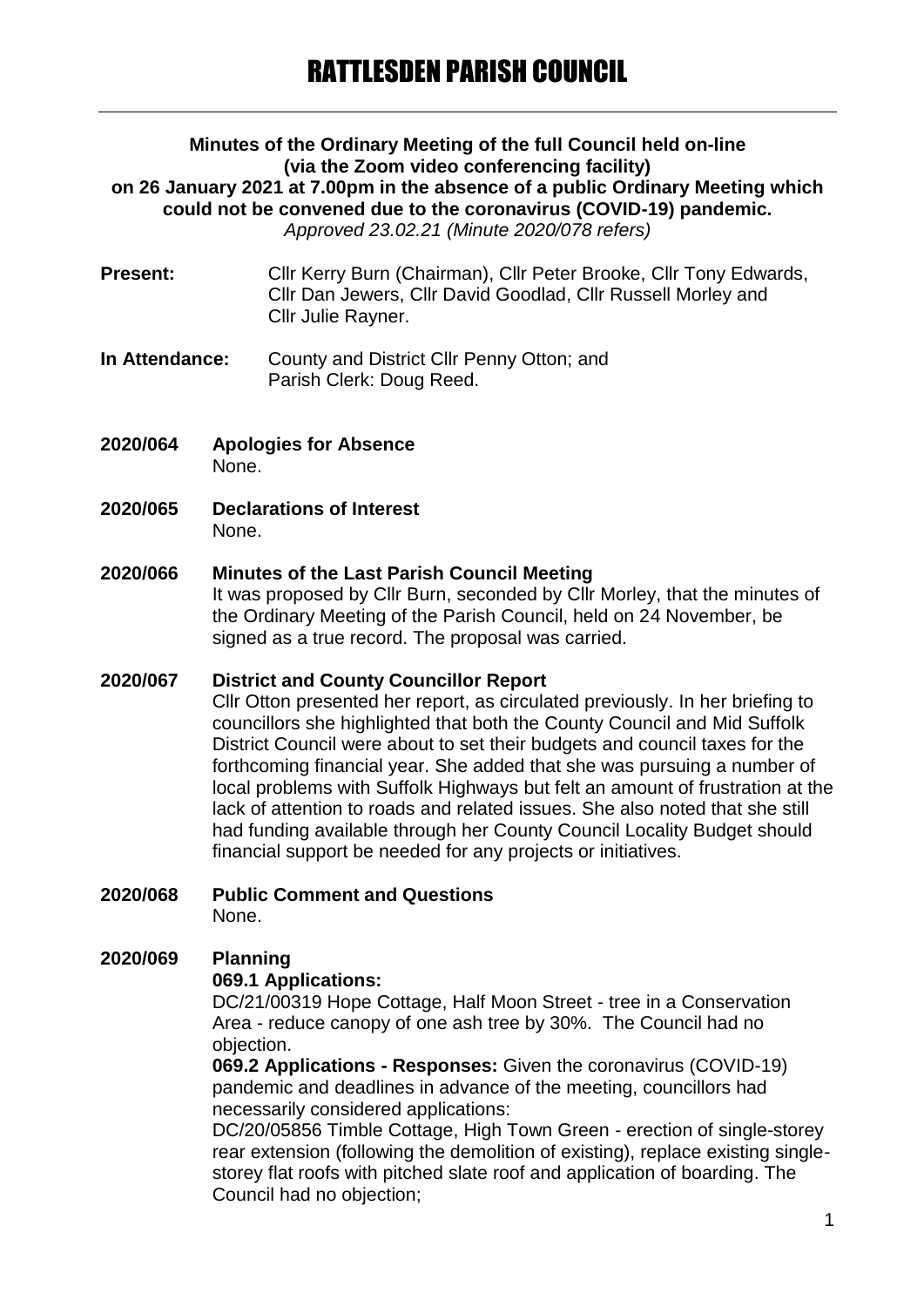# RATTLESDEN PARISH COUNCIL

**Minutes of the Ordinary Meeting of the full Council held on-line (via the Zoom video conferencing facility) on 26 January 2021 at 7.00pm in the absence of a public Ordinary Meeting which could not be convened due to the coronavirus (COVID-19) pandemic.**

*Approved 23.02.21 (Minute 2020/078 refers)*

**Present:** Cllr Kerry Burn (Chairman), Cllr Peter Brooke, Cllr Tony Edwards, Cllr Dan Jewers, Cllr David Goodlad, Cllr Russell Morley and Cllr Julie Rayner.

**In Attendance:** County and District Cllr Penny Otton; and Parish Clerk: Doug Reed.

**2020/064 Apologies for Absence**

None.

**2020/065 Declarations of Interest**

None.

**2020/066 Minutes of the Last Parish Council Meeting**

It was proposed by Cllr Burn, seconded by Cllr Morley, that the minutes of the Ordinary Meeting of the Parish Council, held on 24 November, be signed as a true record. The proposal was carried.

**2020/067 District and County Councillor Report**

Cllr Otton presented her report, as circulated previously. In her briefing to councillors she highlighted that both the County Council and Mid Suffolk District Council were about to set their budgets and council taxes for the forthcoming financial year. She added that she was pursuing a number of local problems with Suffolk Highways but felt an amount of frustration at the lack of attention to roads and related issues. She also noted that she still had funding available through her County Council Locality Budget should financial support be needed for any projects or initiatives.

**2020/068 Public Comment and Questions**

None.

**2020/069 Planning**

**069.1 Applications:**

DC/21/00319 Hope Cottage, Half Moon Street - tree in a Conservation Area - reduce canopy of one ash tree by 30%. The Council had no objection.

**069.2 Applications - Responses:** Given the coronavirus (COVID-19) pandemic and deadlines in advance of the meeting, councillors had necessarily considered applications:

DC/20/05856 Timble Cottage, High Town Green - erection of single-storey rear extension (following the demolition of existing), replace existing single-storey flat roofs with pitched slate roof and application of boarding. The Council had no objection;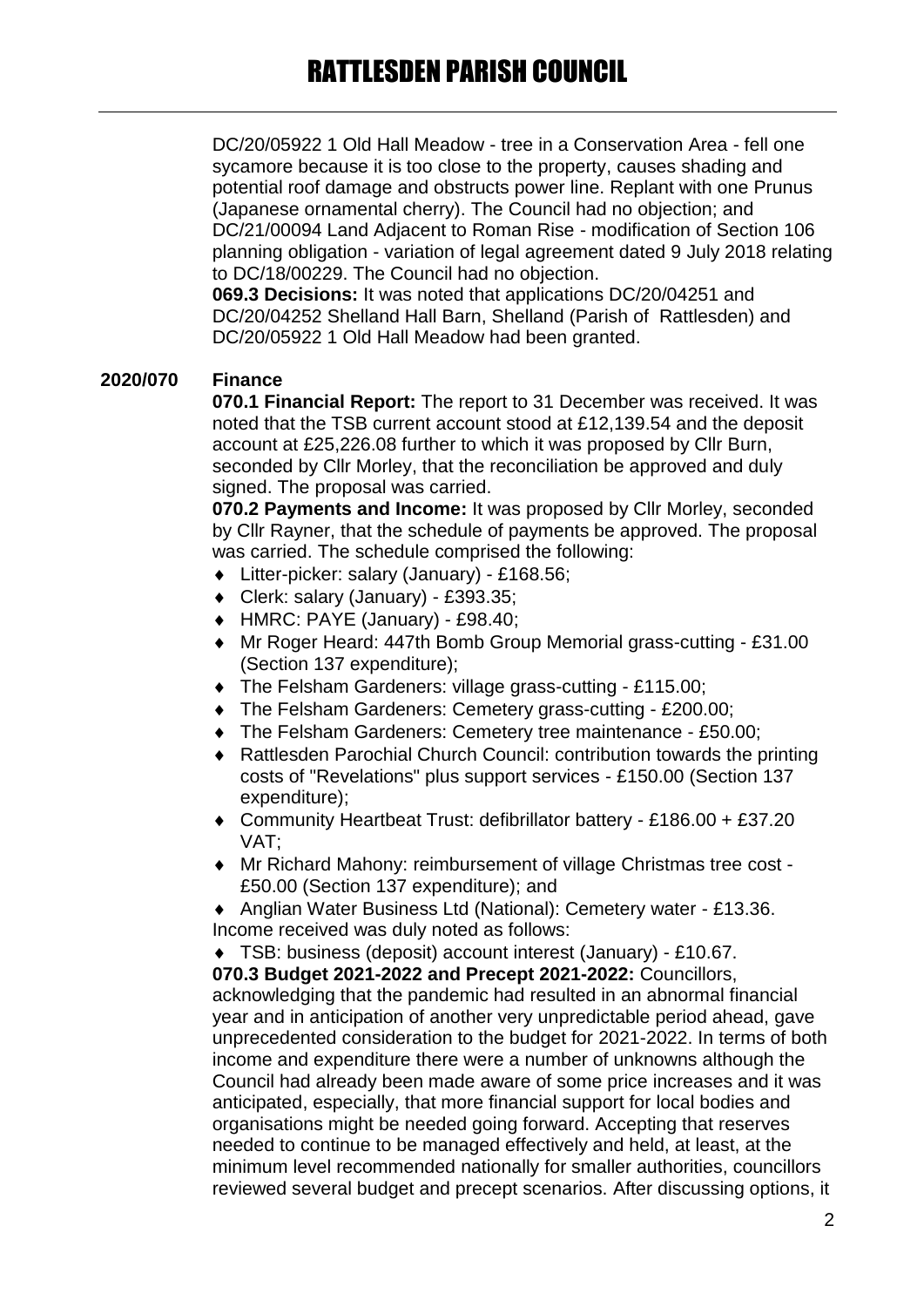DC/20/05922 1 Old Hall Meadow - tree in a Conservation Area - fell one sycamore because it is too close to the property, causes shading and potential roof damage and obstructs power line. Replant with one Prunus (Japanese ornamental cherry). The Council had no objection; and DC/21/00094 Land Adjacent to Roman Rise - modification of Section 106 planning obligation - variation of legal agreement dated 9 July 2018 relating to DC/18/00229. The Council had no objection.

**069.3 Decisions:** It was noted that applications DC/20/04251 and DC/20/04252 Shelland Hall Barn, Shelland (Parish of Rattlesden) and DC/20/05922 1 Old Hall Meadow had been granted.

## 2020/070 Finance

**070.1 Financial Report:** The report to 31 December was received. It was noted that the TSB current account stood at £12,139.54 and the deposit account at £25,226.08 further to which it was proposed by Cllr Burn, seconded by Cllr Morley, that the reconciliation be approved and duly signed. The proposal was carried.

**070.2 Payments and Income:** It was proposed by Cllr Morley, seconded by Cllr Rayner, that the schedule of payments be approved. The proposal was carried. The schedule comprised the following:

- Litter-picker: salary (January) - £168.56;
- Clerk: salary (January) - £393.35;
- HMRC: PAYE (January) - £98.40;
- Mr Roger Heard: 447th Bomb Group Memorial grass-cutting - £31.00 (Section 137 expenditure);
- The Felsham Gardeners: village grass-cutting - £115.00;
- The Felsham Gardeners: Cemetery grass-cutting - £200.00;
- The Felsham Gardeners: Cemetery tree maintenance - £50.00;
- Rattlesden Parochial Church Council: contribution towards the printing costs of "Revelations" plus support services - £150.00 (Section 137 expenditure);
- Community Heartbeat Trust: defibrillator battery - £186.00 + £37.20 VAT;
- Mr Richard Mahony: reimbursement of village Christmas tree cost - £50.00 (Section 137 expenditure); and
- Anglian Water Business Ltd (National): Cemetery water - £13.36.

Income received was duly noted as follows:

- TSB: business (deposit) account interest (January) - £10.67.

**070.3 Budget 2021-2022 and Precept 2021-2022:** Councillors, acknowledging that the pandemic had resulted in an abnormal financial year and in anticipation of another very unpredictable period ahead, gave unprecedented consideration to the budget for 2021-2022. In terms of both income and expenditure there were a number of unknowns although the Council had already been made aware of some price increases and it was anticipated, especially, that more financial support for local bodies and organisations might be needed going forward. Accepting that reserves needed to continue to be managed effectively and held, at least, at the minimum level recommended nationally for smaller authorities, councillors reviewed several budget and precept scenarios. After discussing options, it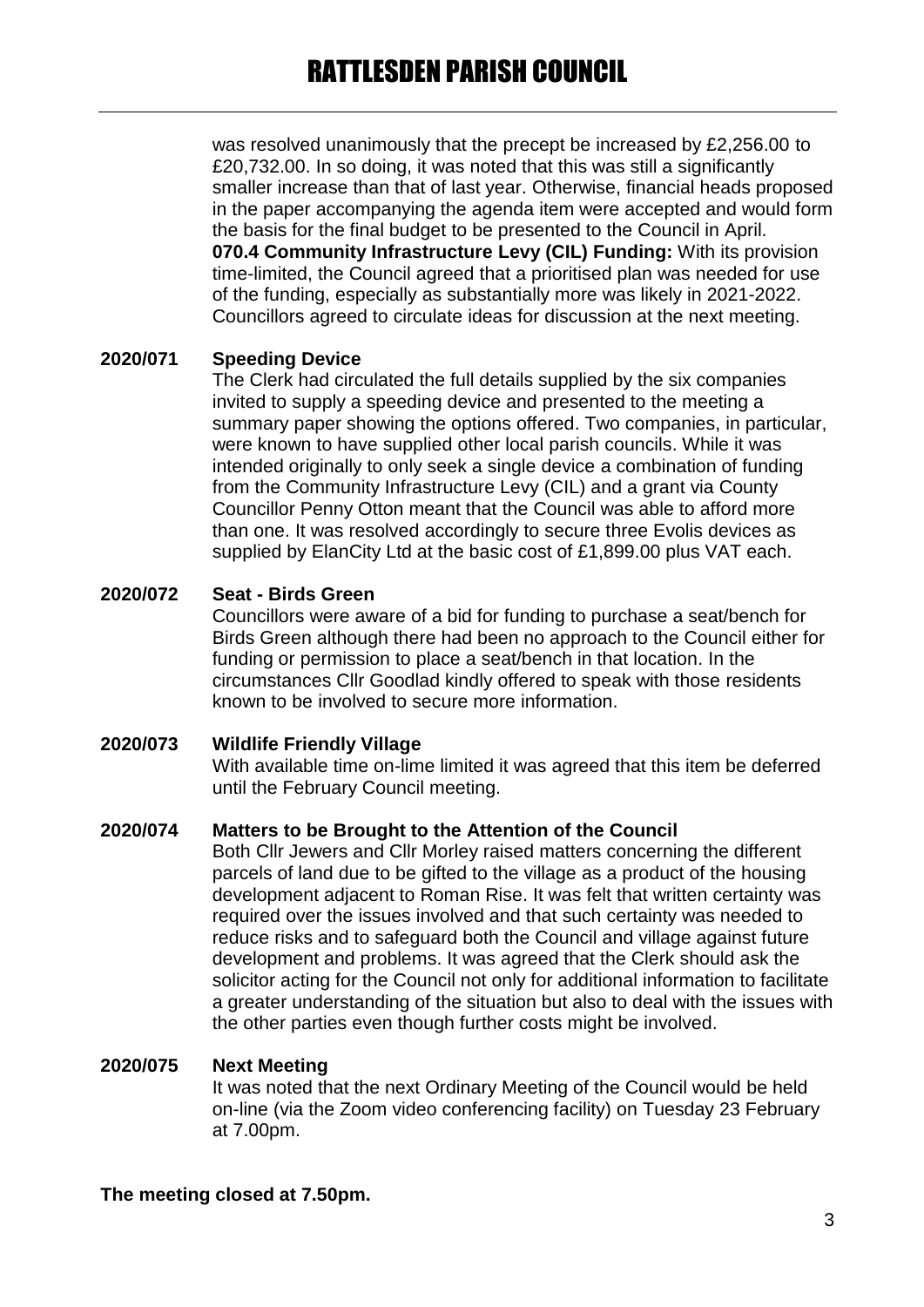was resolved unanimously that the precept be increased by £2,256.00 to £20,732.00. In so doing, it was noted that this was still a significantly smaller increase than that of last year. Otherwise, financial heads proposed in the paper accompanying the agenda item were accepted and would form the basis for the final budget to be presented to the Council in April.

**070.4 Community Infrastructure Levy (CIL) Funding:** With its provision time-limited, the Council agreed that a prioritised plan was needed for use of the funding, especially as substantially more was likely in 2021-2022. Councillors agreed to circulate ideas for discussion at the next meeting.

**2020/071 Speeding Device**

The Clerk had circulated the full details supplied by the six companies invited to supply a speeding device and presented to the meeting a summary paper showing the options offered. Two companies, in particular, were known to have supplied other local parish councils. While it was intended originally to only seek a single device a combination of funding from the Community Infrastructure Levy (CIL) and a grant via County Councillor Penny Otton meant that the Council was able to afford more than one. It was resolved accordingly to secure three Evolis devices as supplied by ElanCity Ltd at the basic cost of £1,899.00 plus VAT each.

**2020/072 Seat - Birds Green**

Councillors were aware of a bid for funding to purchase a seat/bench for Birds Green although there had been no approach to the Council either for funding or permission to place a seat/bench in that location. In the circumstances Cllr Goodlad kindly offered to speak with those residents known to be involved to secure more information.

**2020/073 Wildlife Friendly Village**

With available time on-lime limited it was agreed that this item be deferred until the February Council meeting.

**2020/074 Matters to be Brought to the Attention of the Council**

Both Cllr Jewers and Cllr Morley raised matters concerning the different parcels of land due to be gifted to the village as a product of the housing development adjacent to Roman Rise. It was felt that written certainty was required over the issues involved and that such certainty was needed to reduce risks and to safeguard both the Council and village against future development and problems. It was agreed that the Clerk should ask the solicitor acting for the Council not only for additional information to facilitate a greater understanding of the situation but also to deal with the issues with the other parties even though further costs might be involved.

**2020/075 Next Meeting**

It was noted that the next Ordinary Meeting of the Council would be held on-line (via the Zoom video conferencing facility) on Tuesday 23 February at 7.00pm.

**The meeting closed at 7.50pm.**